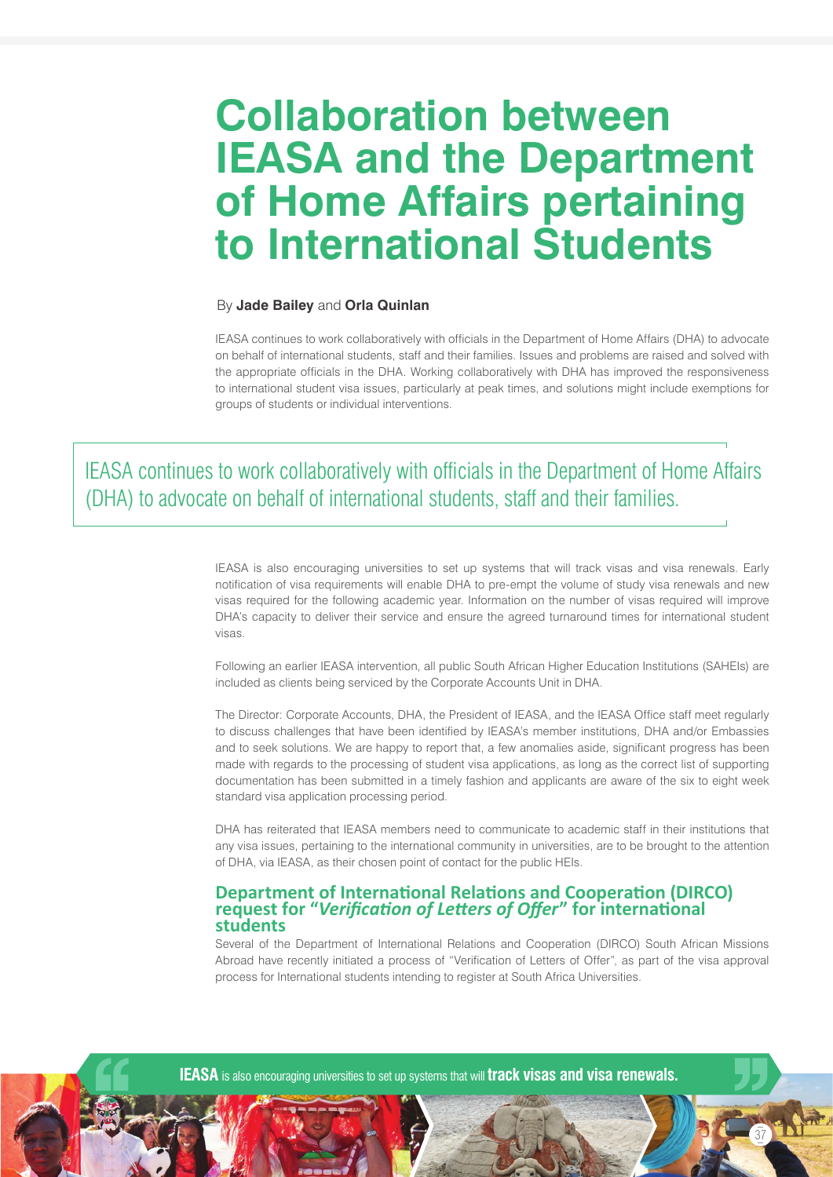# Collaboration between IEASA and the Department of Home Affairs pertaining to International Students

By **Jade Bailey** and **Orla Quinlan**

IEASA continues to work collaboratively with officials in the Department of Home Affairs (DHA) to advocate on behalf of international students, staff and their families. Issues and problems are raised and solved with the appropriate officials in the DHA. Working collaboratively with DHA has improved the responsiveness to international student visa issues, particularly at peak times, and solutions might include exemptions for groups of students or individual interventions.

> IEASA continues to work collaboratively with officials in the Department of Home Affairs (DHA) to advocate on behalf of international students, staff and their families.

IEASA is also encouraging universities to set up systems that will track visas and visa renewals. Early notification of visa requirements will enable DHA to pre-empt the volume of study visa renewals and new visas required for the following academic year. Information on the number of visas required will improve DHA's capacity to deliver their service and ensure the agreed turnaround times for international student visas.

Following an earlier IEASA intervention, all public South African Higher Education Institutions (SAHEIs) are included as clients being serviced by the Corporate Accounts Unit in DHA.

The Director: Corporate Accounts, DHA, the President of IEASA, and the IEASA Office staff meet regularly to discuss challenges that have been identified by IEASA's member institutions, DHA and/or Embassies and to seek solutions. We are happy to report that, a few anomalies aside, significant progress has been made with regards to the processing of student visa applications, as long as the correct list of supporting documentation has been submitted in a timely fashion and applicants are aware of the six to eight week standard visa application processing period.

DHA has reiterated that IEASA members need to communicate to academic staff in their institutions that any visa issues, pertaining to the international community in universities, are to be brought to the attention of DHA, via IEASA, as their chosen point of contact for the public HEIs.

## Department of International Relations and Cooperation (DIRCO) request for "*Verification of Letters of Offer*" for international students

Several of the Department of International Relations and Cooperation (DIRCO) South African Missions Abroad have recently initiated a process of "Verification of Letters of Offer", as part of the visa approval process for International students intending to register at South Africa Universities.

> **IEASA** is also encouraging universities to set up systems that will **track visas and visa renewals.**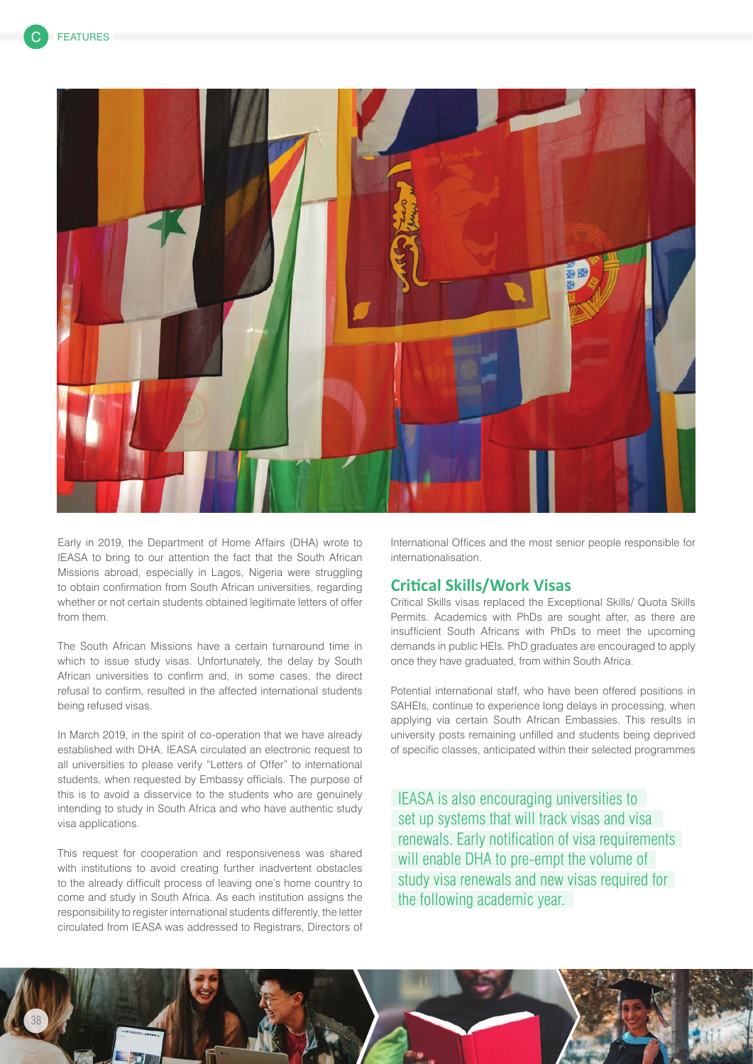Early in 2019, the Department of Home Affairs (DHA) wrote to IEASA to bring to our attention the fact that the South African Missions abroad, especially in Lagos, Nigeria were struggling to obtain confirmation from South African universities, regarding whether or not certain students obtained legitimate letters of offer from them.

The South African Missions have a certain turnaround time in which to issue study visas. Unfortunately, the delay by South African universities to confirm and, in some cases, the direct refusal to confirm, resulted in the affected international students being refused visas.

In March 2019, in the spirit of co-operation that we have already established with DHA, IEASA circulated an electronic request to all universities to please verify "Letters of Offer" to international students, when requested by Embassy officials. The purpose of this is to avoid a disservice to the students who are genuinely intending to study in South Africa and who have authentic study visa applications.

This request for cooperation and responsiveness was shared with institutions to avoid creating further inadvertent obstacles to the already difficult process of leaving one's home country to come and study in South Africa. As each institution assigns the responsibility to register international students differently, the letter circulated from IEASA was addressed to Registrars, Directors of International Offices and the most senior people responsible for internationalisation.

## Critical Skills/Work Visas

Critical Skills visas replaced the Exceptional Skills/ Quota Skills Permits. Academics with PhDs are sought after, as there are insufficient South Africans with PhDs to meet the upcoming demands in public HEIs. PhD graduates are encouraged to apply once they have graduated, from within South Africa.

Potential international staff, who have been offered positions in SAHEIs, continue to experience long delays in processing, when applying via certain South African Embassies. This results in university posts remaining unfilled and students being deprived of specific classes, anticipated within their selected programmes

> IEASA is also encouraging universities to set up systems that will track visas and visa renewals. Early notification of visa requirements will enable DHA to pre-empt the volume of study visa renewals and new visas required for the following academic year.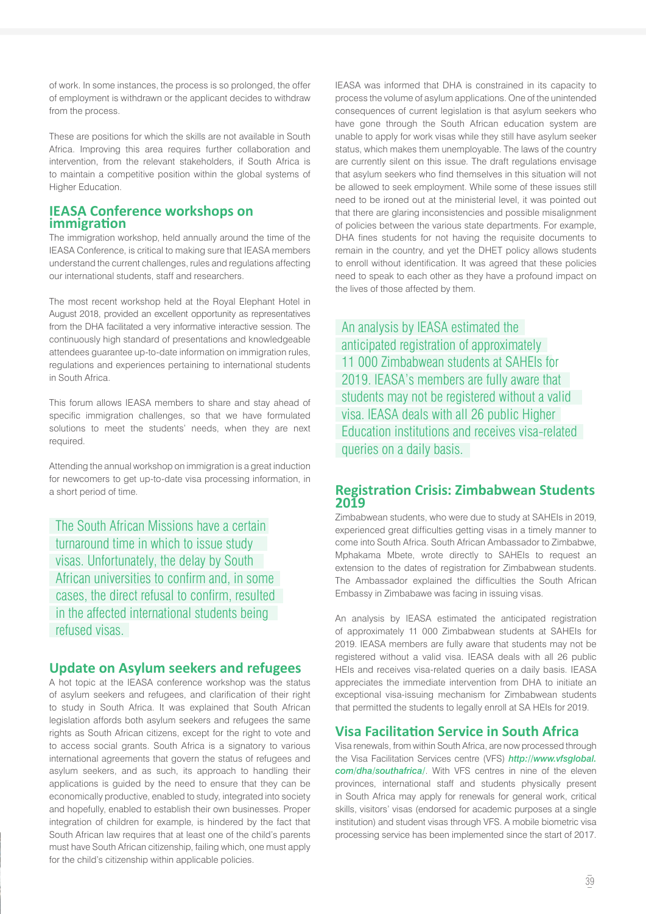of work. In some instances, the process is so prolonged, the offer of employment is withdrawn or the applicant decides to withdraw from the process.

These are positions for which the skills are not available in South Africa. Improving this area requires further collaboration and intervention, from the relevant stakeholders, if South Africa is to maintain a competitive position within the global systems of Higher Education.

## IEASA Conference workshops on immigration

The immigration workshop, held annually around the time of the IEASA Conference, is critical to making sure that IEASA members understand the current challenges, rules and regulations affecting our international students, staff and researchers.

The most recent workshop held at the Royal Elephant Hotel in August 2018, provided an excellent opportunity as representatives from the DHA facilitated a very informative interactive session. The continuously high standard of presentations and knowledgeable attendees guarantee up-to-date information on immigration rules, regulations and experiences pertaining to international students in South Africa.

This forum allows IEASA members to share and stay ahead of specific immigration challenges, so that we have formulated solutions to meet the students' needs, when they are next required.

Attending the annual workshop on immigration is a great induction for newcomers to get up-to-date visa processing information, in a short period of time.

> The South African Missions have a certain turnaround time in which to issue study visas. Unfortunately, the delay by South African universities to confirm and, in some cases, the direct refusal to confirm, resulted in the affected international students being refused visas.

## Update on Asylum seekers and refugees

A hot topic at the IEASA conference workshop was the status of asylum seekers and refugees, and clarification of their right to study in South Africa. It was explained that South African legislation affords both asylum seekers and refugees the same rights as South African citizens, except for the right to vote and to access social grants. South Africa is a signatory to various international agreements that govern the status of refugees and asylum seekers, and as such, its approach to handling their applications is guided by the need to ensure that they can be economically productive, enabled to study, integrated into society and hopefully, enabled to establish their own businesses. Proper integration of children for example, is hindered by the fact that South African law requires that at least one of the child's parents must have South African citizenship, failing which, one must apply for the child's citizenship within applicable policies.

IEASA was informed that DHA is constrained in its capacity to process the volume of asylum applications. One of the unintended consequences of current legislation is that asylum seekers who have gone through the South African education system are unable to apply for work visas while they still have asylum seeker status, which makes them unemployable. The laws of the country are currently silent on this issue. The draft regulations envisage that asylum seekers who find themselves in this situation will not be allowed to seek employment. While some of these issues still need to be ironed out at the ministerial level, it was pointed out that there are glaring inconsistencies and possible misalignment of policies between the various state departments. For example, DHA fines students for not having the requisite documents to remain in the country, and yet the DHET policy allows students to enroll without identification. It was agreed that these policies need to speak to each other as they have a profound impact on the lives of those affected by them.

> An analysis by IEASA estimated the anticipated registration of approximately 11 000 Zimbabwean students at SAHEIs for 2019. IEASA's members are fully aware that students may not be registered without a valid visa. IEASA deals with all 26 public Higher Education institutions and receives visa-related queries on a daily basis.

## Registration Crisis: Zimbabwean Students 2019

Zimbabwean students, who were due to study at SAHEIs in 2019, experienced great difficulties getting visas in a timely manner to come into South Africa. South African Ambassador to Zimbabwe, Mphakama Mbete, wrote directly to SAHEIs to request an extension to the dates of registration for Zimbabwean students. The Ambassador explained the difficulties the South African Embassy in Zimbabwe was facing in issuing visas.

An analysis by IEASA estimated the anticipated registration of approximately 11 000 Zimbabwean students at SAHEIs for 2019. IEASA members are fully aware that students may not be registered without a valid visa. IEASA deals with all 26 public HEIs and receives visa-related queries on a daily basis. IEASA appreciates the immediate intervention from DHA to initiate an exceptional visa-issuing mechanism for Zimbabwean students that permitted the students to legally enroll at SA HEIs for 2019.

## Visa Facilitation Service in South Africa

Visa renewals, from within South Africa, are now processed through the Visa Facilitation Services centre (VFS) ***http://www.vfsglobal.com/dha/southafrica/***. With VFS centres in nine of the eleven provinces, international staff and students physically present in South Africa may apply for renewals for general work, critical skills, visitors' visas (endorsed for academic purposes at a single institution) and student visas through VFS. A mobile biometric visa processing service has been implemented since the start of 2017.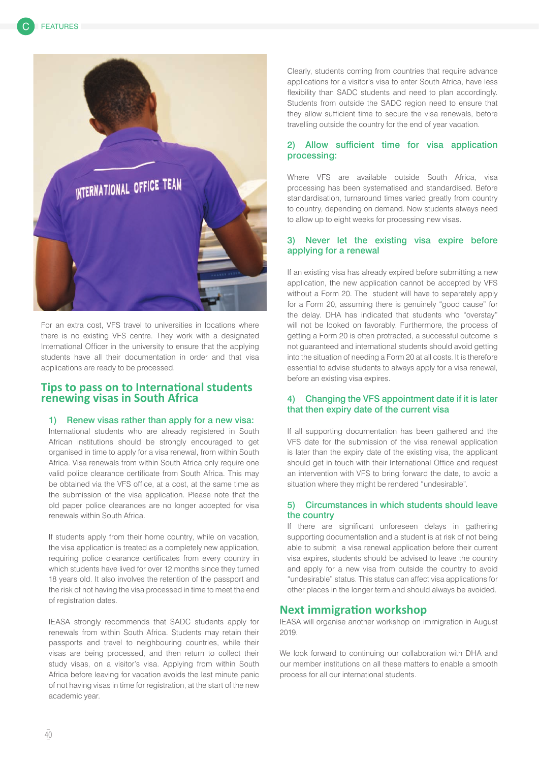For an extra cost, VFS travel to universities in locations where there is no existing VFS centre. They work with a designated International Officer in the university to ensure that the applying students have all their documentation in order and that visa applications are ready to be processed.

## Tips to pass on to International students renewing visas in South Africa

### 1) Renew visas rather than apply for a new visa:

International students who are already registered in South African institutions should be strongly encouraged to get organised in time to apply for a visa renewal, from within South Africa. Visa renewals from within South Africa only require one valid police clearance certificate from South Africa. This may be obtained via the VFS office, at a cost, at the same time as the submission of the visa application. Please note that the old paper police clearances are no longer accepted for visa renewals within South Africa.

If students apply from their home country, while on vacation, the visa application is treated as a completely new application, requiring police clearance certificates from every country in which students have lived for over 12 months since they turned 18 years old. It also involves the retention of the passport and the risk of not having the visa processed in time to meet the end of registration dates.

IEASA strongly recommends that SADC students apply for renewals from within South Africa. Students may retain their passports and travel to neighbouring countries, while their visas are being processed, and then return to collect their study visas, on a visitor's visa. Applying from within South Africa before leaving for vacation avoids the last minute panic of not having visas in time for registration, at the start of the new academic year.

Clearly, students coming from countries that require advance applications for a visitor's visa to enter South Africa, have less flexibility than SADC students and need to plan accordingly. Students from outside the SADC region need to ensure that they allow sufficient time to secure the visa renewals, before travelling outside the country for the end of year vacation.

### 2) Allow sufficient time for visa application processing:

Where VFS are available outside South Africa, visa processing has been systematised and standardised. Before standardisation, turnaround times varied greatly from country to country, depending on demand. Now students always need to allow up to eight weeks for processing new visas.

### 3) Never let the existing visa expire before applying for a renewal

If an existing visa has already expired before submitting a new application, the new application cannot be accepted by VFS without a Form 20. The student will have to separately apply for a Form 20, assuming there is genuinely "good cause" for the delay. DHA has indicated that students who "overstay" will not be looked on favorably. Furthermore, the process of getting a Form 20 is often protracted, a successful outcome is not guaranteed and international students should avoid getting into the situation of needing a Form 20 at all costs. It is therefore essential to advise students to always apply for a visa renewal, before an existing visa expires.

### 4) Changing the VFS appointment date if it is later that then expiry date of the current visa

If all supporting documentation has been gathered and the VFS date for the submission of the visa renewal application is later than the expiry date of the existing visa, the applicant should get in touch with their International Office and request an intervention with VFS to bring forward the date, to avoid a situation where they might be rendered "undesirable".

### 5) Circumstances in which students should leave the country

If there are significant unforeseen delays in gathering supporting documentation and a student is at risk of not being able to submit a visa renewal application before their current visa expires, students should be advised to leave the country and apply for a new visa from outside the country to avoid "undesirable" status. This status can affect visa applications for other places in the longer term and should always be avoided.

## Next immigration workshop

IEASA will organise another workshop on immigration in August 2019.

We look forward to continuing our collaboration with DHA and our member institutions on all these matters to enable a smooth process for all our international students.